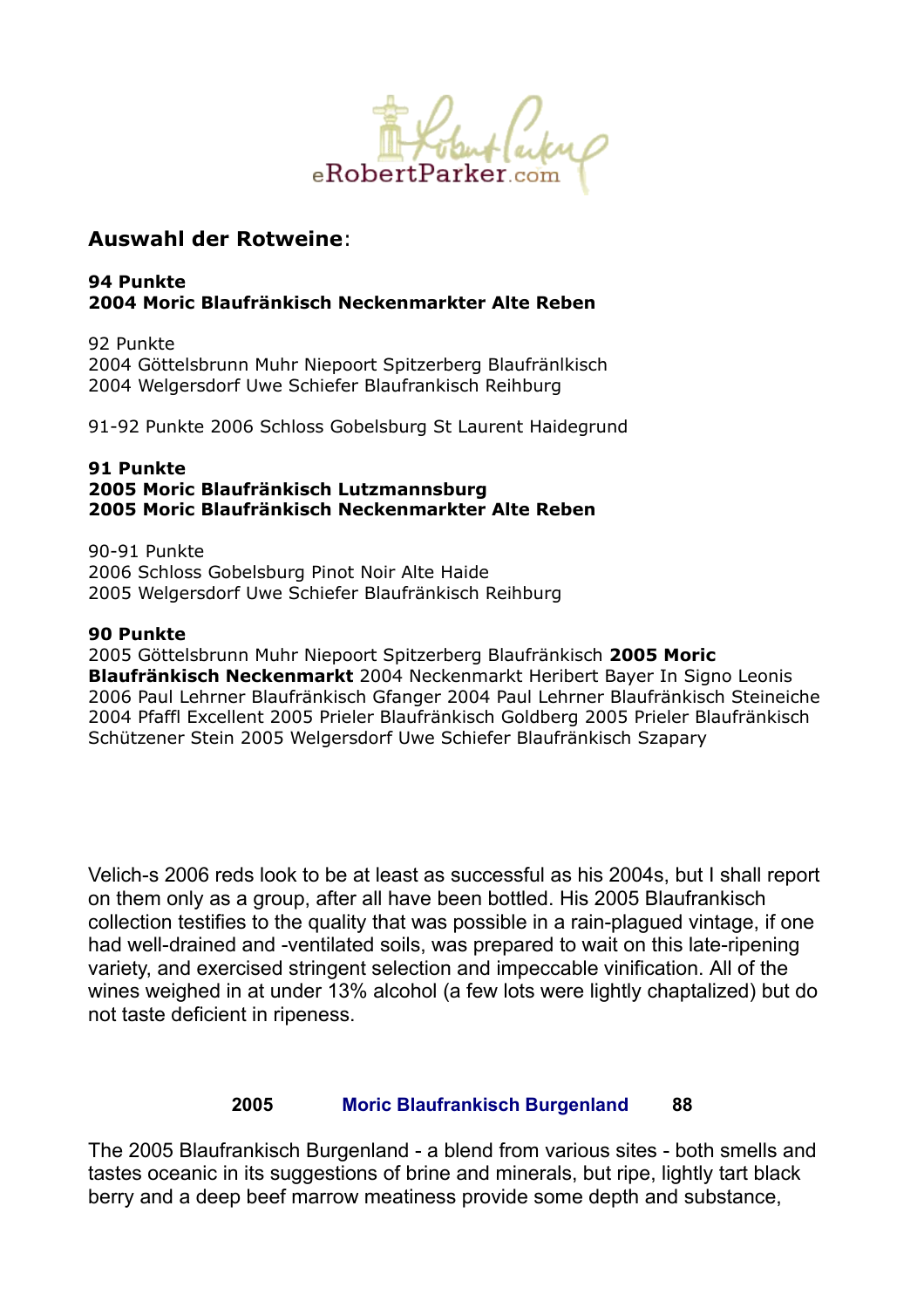eRobertParker.com

## Auswahl der Rotweine:

**94 Punkte**
**2004 Moric Blaufränkisch Neckenmarkter Alte Reben**

92 Punkte
2004 Göttelsbrunn Muhr Niepoort Spitzerberg Blaufränlkisch
2004 Welgersdorf Uwe Schiefer Blaufrankisch Reihburg

91-92 Punkte 2006 Schloss Gobelsburg St Laurent Haidegrund

**91 Punkte**
**2005 Moric Blaufränkisch Lutzmannsburg**
**2005 Moric Blaufränkisch Neckenmarkter Alte Reben**

90-91 Punkte
2006 Schloss Gobelsburg Pinot Noir Alte Haide
2005 Welgersdorf Uwe Schiefer Blaufränkisch Reihburg

**90 Punkte**
2005 Göttelsbrunn Muhr Niepoort Spitzerberg Blaufränkisch **2005 Moric Blaufränkisch Neckenmarkt** 2004 Neckenmarkt Heribert Bayer In Signo Leonis 2006 Paul Lehrner Blaufränkisch Gfanger 2004 Paul Lehrner Blaufränkisch Steineiche 2004 Pfaffl Excellent 2005 Prieler Blaufränkisch Goldberg 2005 Prieler Blaufränkisch Schützener Stein 2005 Welgersdorf Uwe Schiefer Blaufränkisch Szapary

Velich-s 2006 reds look to be at least as successful as his 2004s, but I shall report on them only as a group, after all have been bottled. His 2005 Blaufrankisch collection testifies to the quality that was possible in a rain-plagued vintage, if one had well-drained and -ventilated soils, was prepared to wait on this late-ripening variety, and exercised stringent selection and impeccable vinification. All of the wines weighed in at under 13% alcohol (a few lots were lightly chaptalized) but do not taste deficient in ripeness.

**2005 Moric Blaufrankisch Burgenland 88**

The 2005 Blaufrankisch Burgenland - a blend from various sites - both smells and tastes oceanic in its suggestions of brine and minerals, but ripe, lightly tart black berry and a deep beef marrow meatiness provide some depth and substance,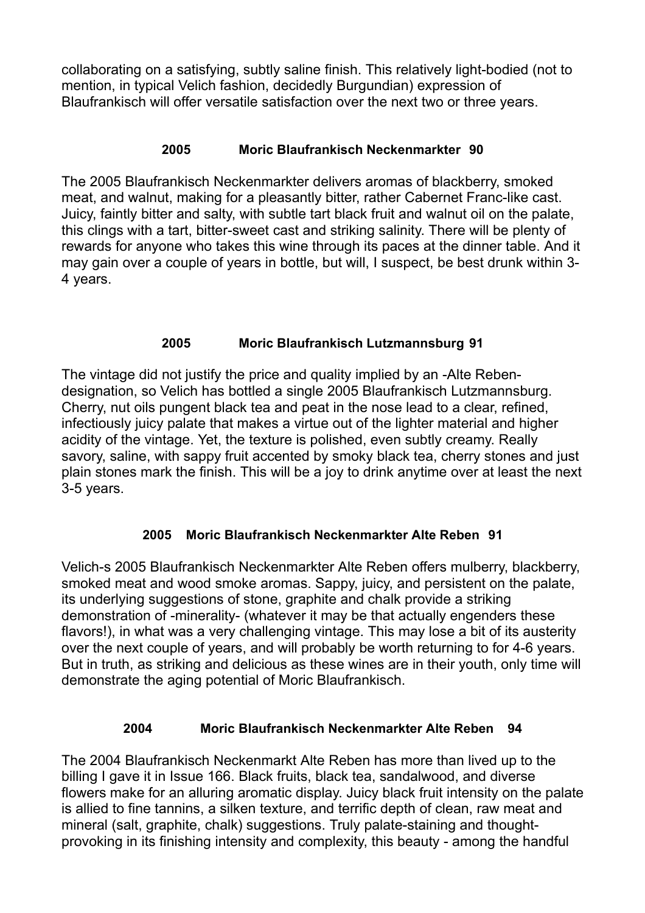collaborating on a satisfying, subtly saline finish. This relatively light-bodied (not to mention, in typical Velich fashion, decidedly Burgundian) expression of Blaufrankisch will offer versatile satisfaction over the next two or three years.

**2005 Moric Blaufrankisch Neckenmarkter 90**

The 2005 Blaufrankisch Neckenmarkter delivers aromas of blackberry, smoked meat, and walnut, making for a pleasantly bitter, rather Cabernet Franc-like cast. Juicy, faintly bitter and salty, with subtle tart black fruit and walnut oil on the palate, this clings with a tart, bitter-sweet cast and striking salinity. There will be plenty of rewards for anyone who takes this wine through its paces at the dinner table. And it may gain over a couple of years in bottle, but will, I suspect, be best drunk within 3-4 years.

**2005 Moric Blaufrankisch Lutzmannsburg 91**

The vintage did not justify the price and quality implied by an -Alte Reben- designation, so Velich has bottled a single 2005 Blaufrankisch Lutzmannsburg. Cherry, nut oils pungent black tea and peat in the nose lead to a clear, refined, infectiously juicy palate that makes a virtue out of the lighter material and higher acidity of the vintage. Yet, the texture is polished, even subtly creamy. Really savory, saline, with sappy fruit accented by smoky black tea, cherry stones and just plain stones mark the finish. This will be a joy to drink anytime over at least the next 3-5 years.

**2005 Moric Blaufrankisch Neckenmarkter Alte Reben 91**

Velich-s 2005 Blaufrankisch Neckenmarkter Alte Reben offers mulberry, blackberry, smoked meat and wood smoke aromas. Sappy, juicy, and persistent on the palate, its underlying suggestions of stone, graphite and chalk provide a striking demonstration of -minerality- (whatever it may be that actually engenders these flavors!), in what was a very challenging vintage. This may lose a bit of its austerity over the next couple of years, and will probably be worth returning to for 4-6 years. But in truth, as striking and delicious as these wines are in their youth, only time will demonstrate the aging potential of Moric Blaufrankisch.

**2004 Moric Blaufrankisch Neckenmarkter Alte Reben 94**

The 2004 Blaufrankisch Neckenmarkt Alte Reben has more than lived up to the billing I gave it in Issue 166. Black fruits, black tea, sandalwood, and diverse flowers make for an alluring aromatic display. Juicy black fruit intensity on the palate is allied to fine tannins, a silken texture, and terrific depth of clean, raw meat and mineral (salt, graphite, chalk) suggestions. Truly palate-staining and thought-provoking in its finishing intensity and complexity, this beauty - among the handful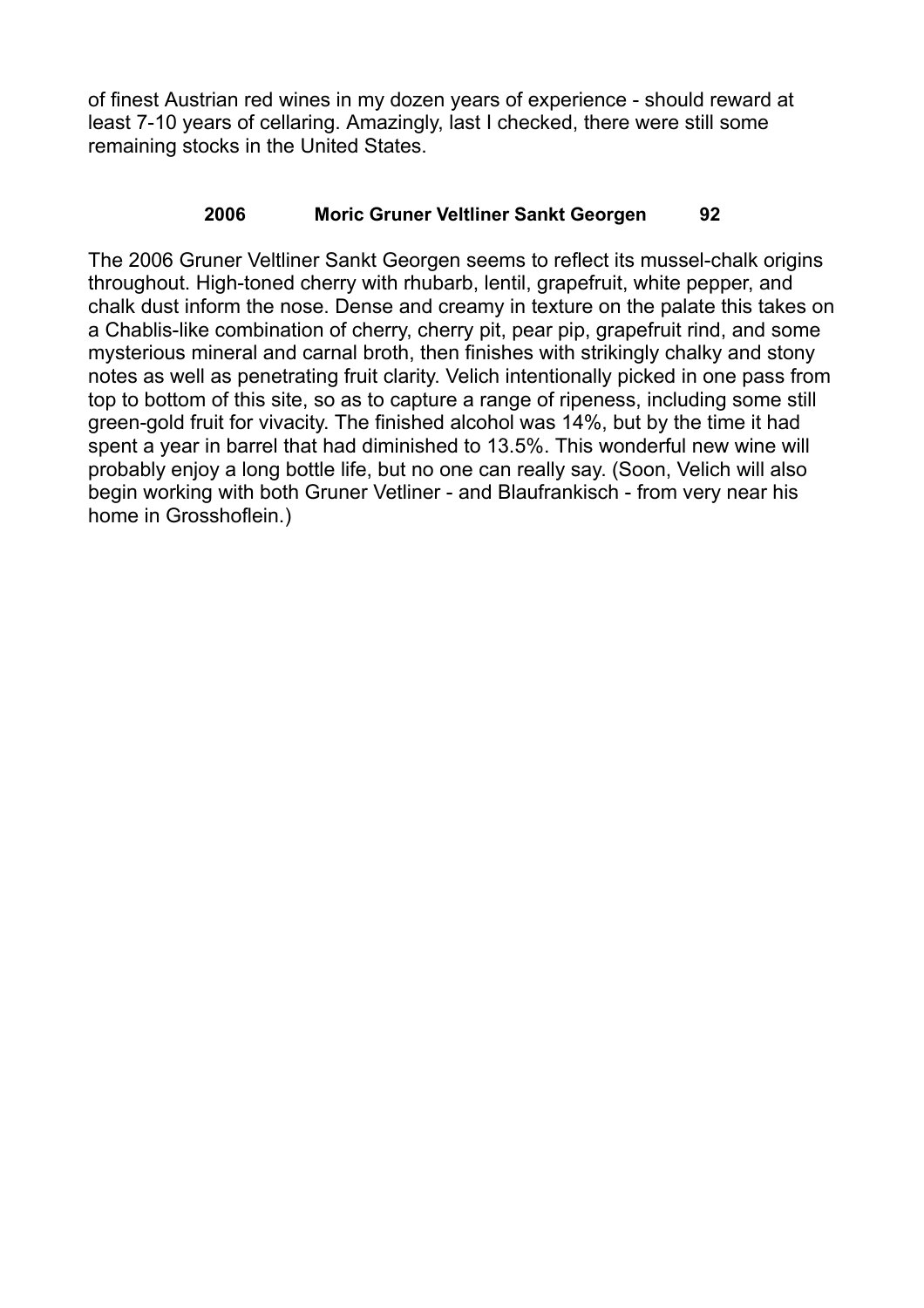of finest Austrian red wines in my dozen years of experience - should reward at least 7-10 years of cellaring. Amazingly, last I checked, there were still some remaining stocks in the United States.

**2006 Moric Gruner Veltliner Sankt Georgen 92**

The 2006 Gruner Veltliner Sankt Georgen seems to reflect its mussel-chalk origins throughout. High-toned cherry with rhubarb, lentil, grapefruit, white pepper, and chalk dust inform the nose. Dense and creamy in texture on the palate this takes on a Chablis-like combination of cherry, cherry pit, pear pip, grapefruit rind, and some mysterious mineral and carnal broth, then finishes with strikingly chalky and stony notes as well as penetrating fruit clarity. Velich intentionally picked in one pass from top to bottom of this site, so as to capture a range of ripeness, including some still green-gold fruit for vivacity. The finished alcohol was 14%, but by the time it had spent a year in barrel that had diminished to 13.5%. This wonderful new wine will probably enjoy a long bottle life, but no one can really say. (Soon, Velich will also begin working with both Gruner Vetliner - and Blaufrankisch - from very near his home in Grosshoflein.)